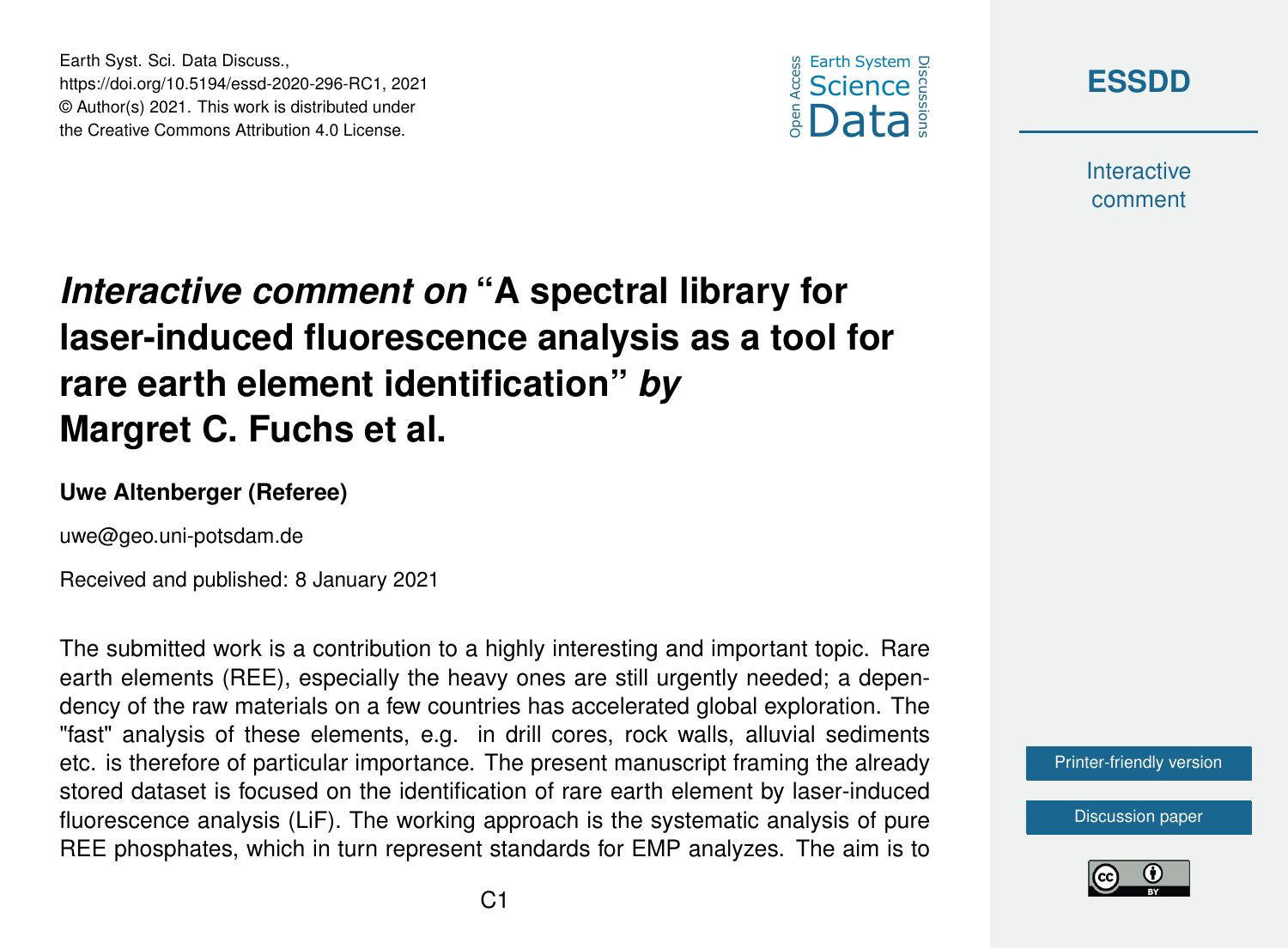# *Interactive comment on* "A spectral library for laser-induced fluorescence analysis as a tool for rare earth element identification" *by* Margret C. Fuchs et al.

**Uwe Altenberger (Referee)**

uwe@geo.uni-potsdam.de

Received and published: 8 January 2021

The submitted work is a contribution to a highly interesting and important topic. Rare earth elements (REE), especially the heavy ones are still urgently needed; a dependency of the raw materials on a few countries has accelerated global exploration. The "fast" analysis of these elements, e.g. in drill cores, rock walls, alluvial sediments etc. is therefore of particular importance. The present manuscript framing the already stored dataset is focused on the identification of rare earth element by laser-induced fluorescence analysis (LiF). The working approach is the systematic analysis of pure REE phosphates, which in turn represent standards for EMP analyzes. The aim is to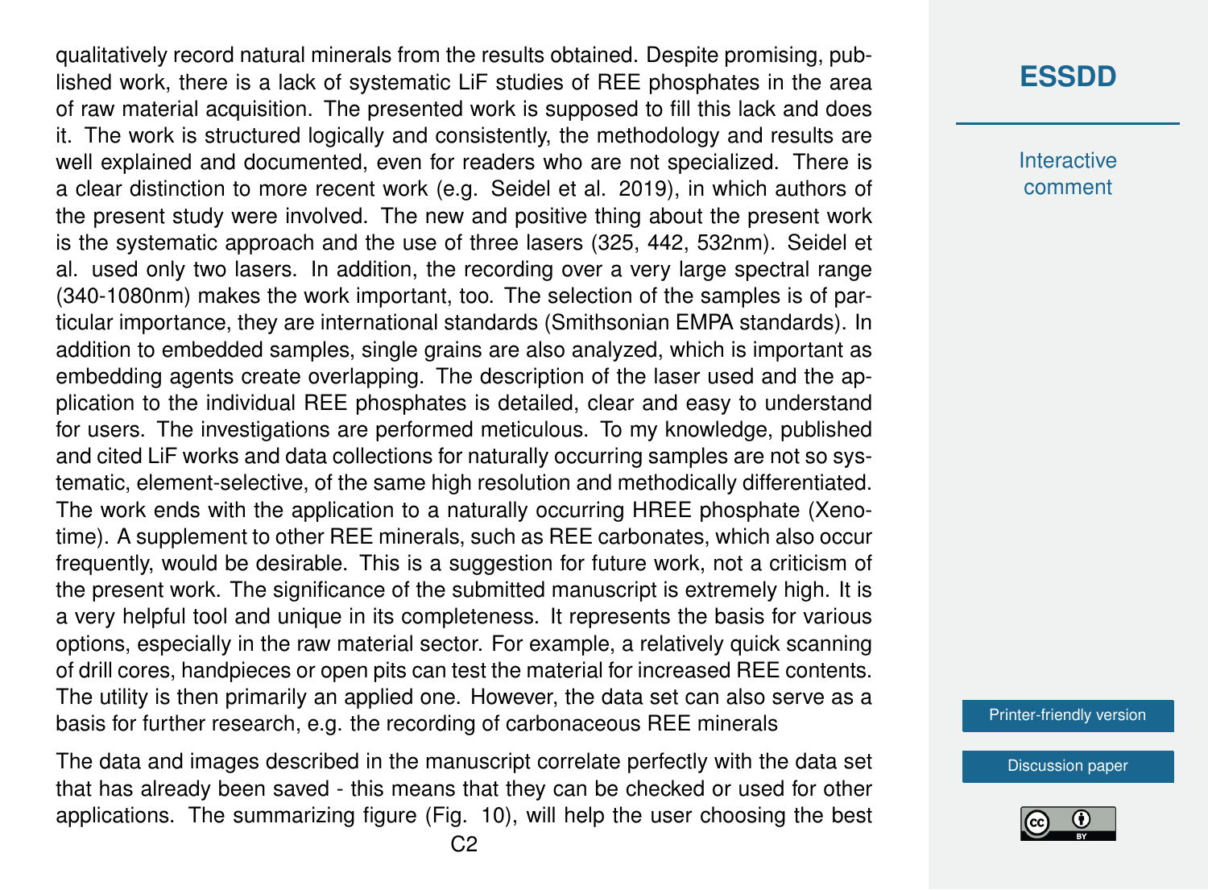qualitatively record natural minerals from the results obtained. Despite promising, published work, there is a lack of systematic LiF studies of REE phosphates in the area of raw material acquisition. The presented work is supposed to fill this lack and does it. The work is structured logically and consistently, the methodology and results are well explained and documented, even for readers who are not specialized. There is a clear distinction to more recent work (e.g. Seidel et al. 2019), in which authors of the present study were involved. The new and positive thing about the present work is the systematic approach and the use of three lasers (325, 442, 532nm). Seidel et al. used only two lasers. In addition, the recording over a very large spectral range (340-1080nm) makes the work important, too. The selection of the samples is of particular importance, they are international standards (Smithsonian EMPA standards). In addition to embedded samples, single grains are also analyzed, which is important as embedding agents create overlapping. The description of the laser used and the application to the individual REE phosphates is detailed, clear and easy to understand for users. The investigations are performed meticulous. To my knowledge, published and cited LiF works and data collections for naturally occurring samples are not so systematic, element-selective, of the same high resolution and methodically differentiated. The work ends with the application to a naturally occurring HREE phosphate (Xenotime). A supplement to other REE minerals, such as REE carbonates, which also occur frequently, would be desirable. This is a suggestion for future work, not a criticism of the present work. The significance of the submitted manuscript is extremely high. It is a very helpful tool and unique in its completeness. It represents the basis for various options, especially in the raw material sector. For example, a relatively quick scanning of drill cores, handpieces or open pits can test the material for increased REE contents. The utility is then primarily an applied one. However, the data set can also serve as a basis for further research, e.g. the recording of carbonaceous REE minerals

The data and images described in the manuscript correlate perfectly with the data set that has already been saved - this means that they can be checked or used for other applications. The summarizing figure (Fig. 10), will help the user choosing the best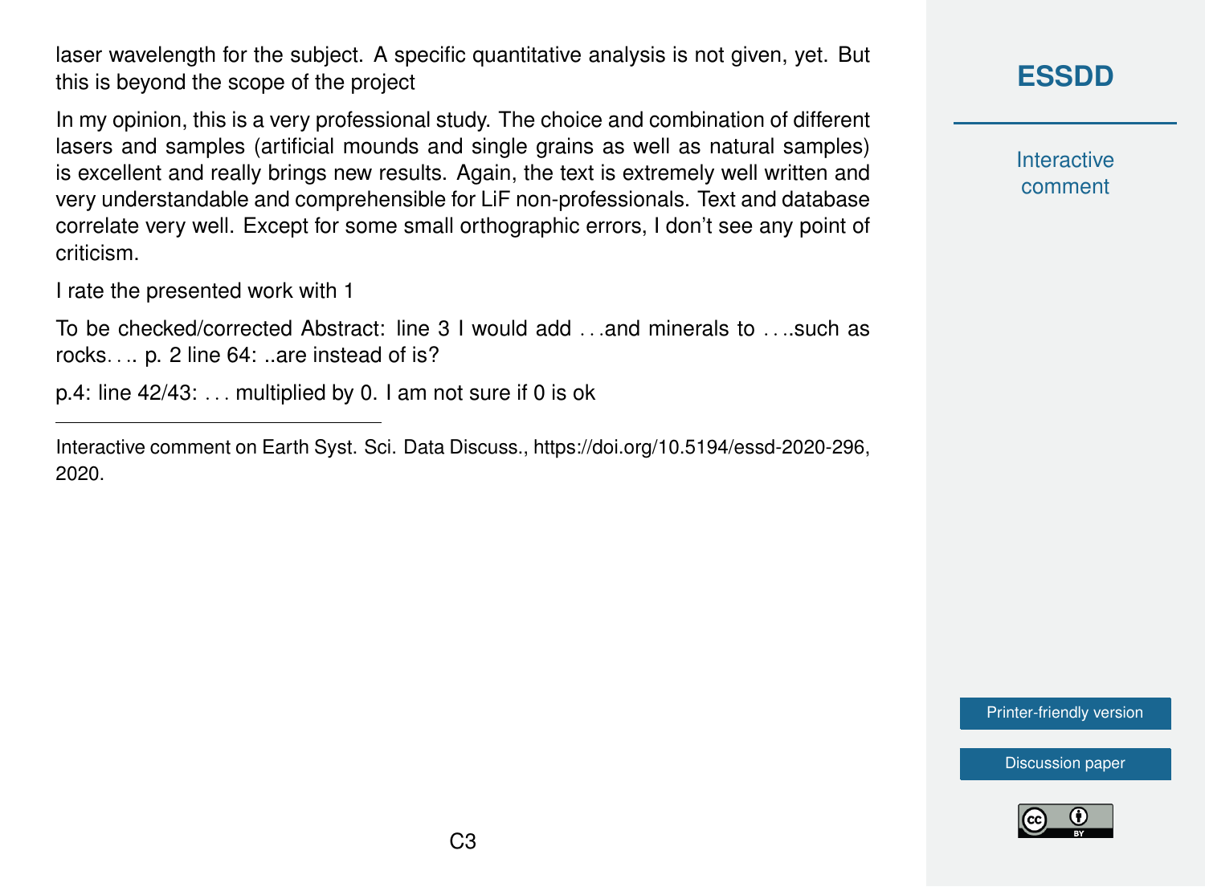laser wavelength for the subject. A specific quantitative analysis is not given, yet. But this is beyond the scope of the project

In my opinion, this is a very professional study. The choice and combination of different lasers and samples (artificial mounds and single grains as well as natural samples) is excellent and really brings new results. Again, the text is extremely well written and very understandable and comprehensible for LiF non-professionals. Text and database correlate very well. Except for some small orthographic errors, I don't see any point of criticism.

I rate the presented work with 1

To be checked/corrected Abstract: line 3 I would add . . .and minerals to . . ..such as rocks. . .. p. 2 line 64: ..are instead of is?

p.4: line 42/43: . . . multiplied by 0. I am not sure if 0 is ok

---

Interactive comment on Earth Syst. Sci. Data Discuss., https://doi.org/10.5194/essd-2020-296, 2020.